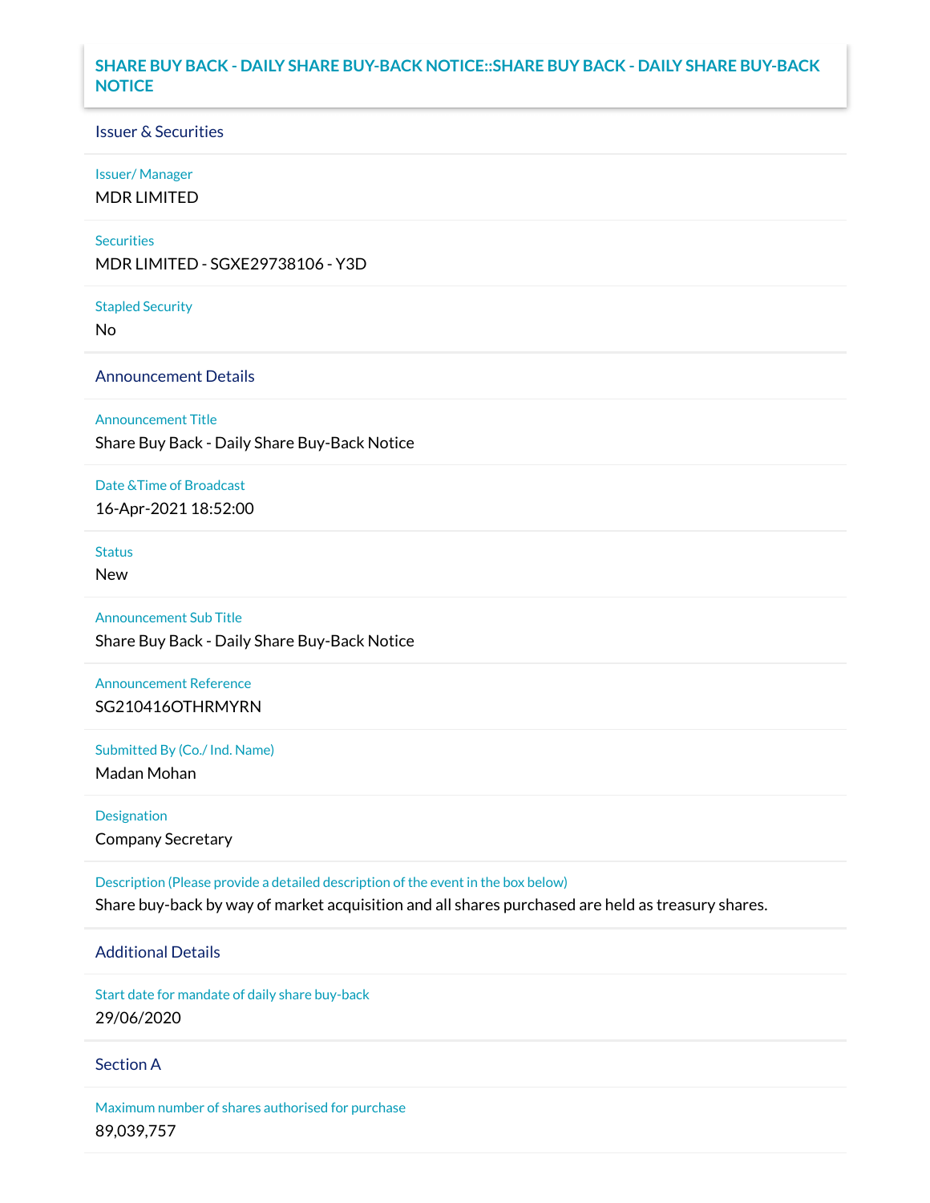# SHARE BUY BACK - DAILY SHARE BUY-BACK NOTICE::SHARE BUY BACK - DAILY SHARE BUY-BACK NOTICE

## Issuer & Securities

**Issuer/ Manager**

MDR LIMITED

**Securities**

MDR LIMITED - SGXE29738106 - Y3D

**Stapled Security**

No

## Announcement Details

**Announcement Title**

Share Buy Back - Daily Share Buy-Back Notice

**Date &Time of Broadcast**

16-Apr-2021 18:52:00

**Status**

New

**Announcement Sub Title**

Share Buy Back - Daily Share Buy-Back Notice

**Announcement Reference**

SG210416OTHRMYRN

**Submitted By (Co./ Ind. Name)**

Madan Mohan

**Designation**

Company Secretary

**Description (Please provide a detailed description of the event in the box below)**

Share buy-back by way of market acquisition and all shares purchased are held as treasury shares.

## Additional Details

**Start date for mandate of daily share buy-back**

29/06/2020

## Section A

**Maximum number of shares authorised for purchase**

89,039,757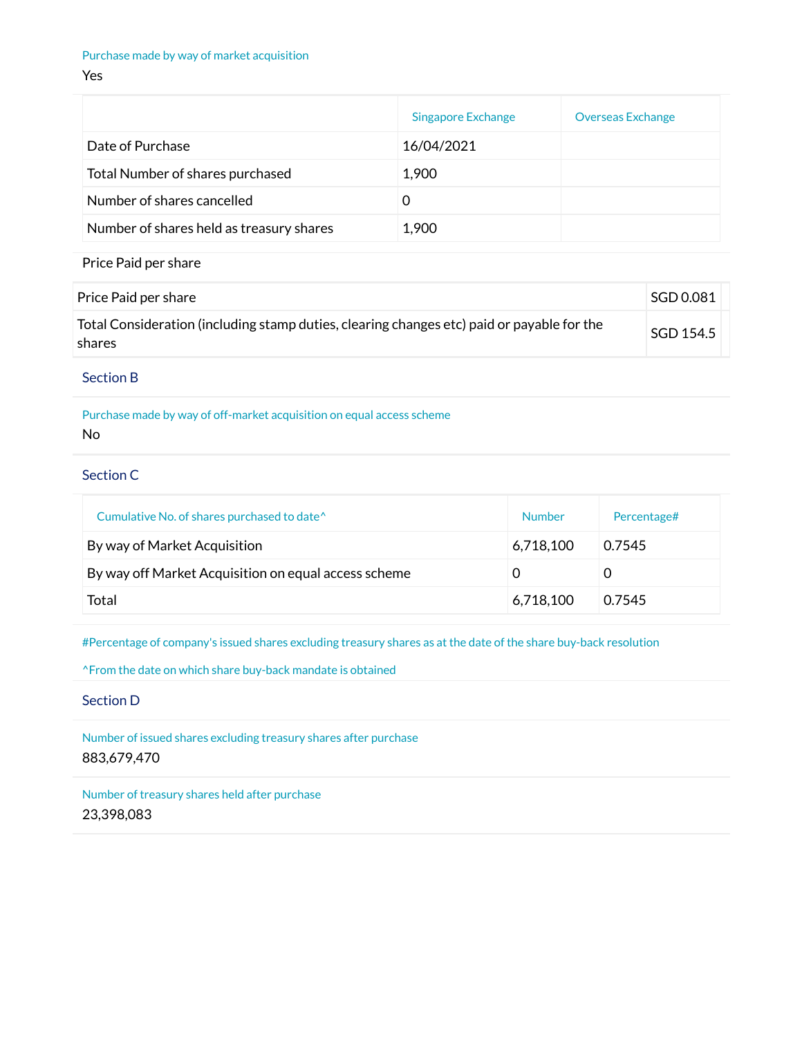Purchase made by way of market acquisition

Yes

| | Singapore Exchange | Overseas Exchange |
|---|---|---|
| Date of Purchase | 16/04/2021 | |
| Total Number of shares purchased | 1,900 | |
| Number of shares cancelled | 0 | |
| Number of shares held as treasury shares | 1,900 | |

Price Paid per share

| | |
|---|---|
| Price Paid per share | SGD 0.081 |
| Total Consideration (including stamp duties, clearing changes etc) paid or payable for the shares | SGD 154.5 |

## Section B

Purchase made by way of off-market acquisition on equal access scheme

No

## Section C

| Cumulative No. of shares purchased to date^ | Number | Percentage# |
|---|---|---|
| By way of Market Acquisition | 6,718,100 | 0.7545 |
| By way off Market Acquisition on equal access scheme | 0 | 0 |
| Total | 6,718,100 | 0.7545 |

#Percentage of company's issued shares excluding treasury shares as at the date of the share buy-back resolution

^From the date on which share buy-back mandate is obtained

## Section D

Number of issued shares excluding treasury shares after purchase

883,679,470

Number of treasury shares held after purchase

23,398,083